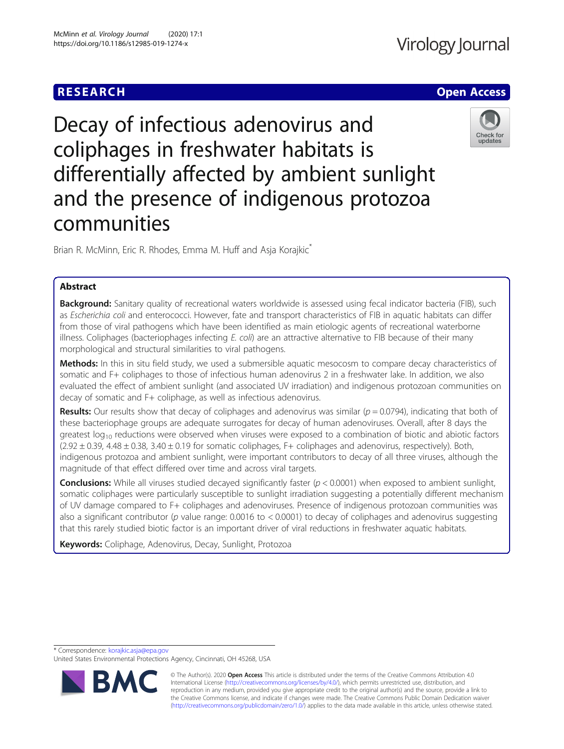RESEARCH

Open Access

# Decay of infectious adenovirus and coliphages in freshwater habitats is differentially affected by ambient sunlight and the presence of indigenous protozoa communities

Brian R. McMinn, Eric R. Rhodes, Emma M. Huff and Asja Korajkic*

## Abstract

**Background:** Sanitary quality of recreational waters worldwide is assessed using fecal indicator bacteria (FIB), such as *Escherichia coli* and enterococci. However, fate and transport characteristics of FIB in aquatic habitats can differ from those of viral pathogens which have been identified as main etiologic agents of recreational waterborne illness. Coliphages (bacteriophages infecting *E. coli*) are an attractive alternative to FIB because of their many morphological and structural similarities to viral pathogens.

**Methods:** In this in situ field study, we used a submersible aquatic mesocosm to compare decay characteristics of somatic and F+ coliphages to those of infectious human adenovirus 2 in a freshwater lake. In addition, we also evaluated the effect of ambient sunlight (and associated UV irradiation) and indigenous protozoan communities on decay of somatic and F+ coliphage, as well as infectious adenovirus.

**Results:** Our results show that decay of coliphages and adenovirus was similar ($p = 0.0794$), indicating that both of these bacteriophage groups are adequate surrogates for decay of human adenoviruses. Overall, after 8 days the greatest $\log_{10}$ reductions were observed when viruses were exposed to a combination of biotic and abiotic factors ($2.92 \pm 0.39$, $4.48 \pm 0.38$, $3.40 \pm 0.19$ for somatic coliphages, F+ coliphages and adenovirus, respectively). Both, indigenous protozoa and ambient sunlight, were important contributors to decay of all three viruses, although the magnitude of that effect differed over time and across viral targets.

**Conclusions:** While all viruses studied decayed significantly faster ($p < 0.0001$) when exposed to ambient sunlight, somatic coliphages were particularly susceptible to sunlight irradiation suggesting a potentially different mechanism of UV damage compared to F+ coliphages and adenoviruses. Presence of indigenous protozoan communities was also a significant contributor ($p$ value range: 0.0016 to $< 0.0001$) to decay of coliphages and adenovirus suggesting that this rarely studied biotic factor is an important driver of viral reductions in freshwater aquatic habitats.

**Keywords:** Coliphage, Adenovirus, Decay, Sunlight, Protozoa

* Correspondence: korajkic.asja@epa.gov
United States Environmental Protections Agency, Cincinnati, OH 45268, USA

© The Author(s). 2020 **Open Access** This article is distributed under the terms of the Creative Commons Attribution 4.0 International License (http://creativecommons.org/licenses/by/4.0/), which permits unrestricted use, distribution, and reproduction in any medium, provided you give appropriate credit to the original author(s) and the source, provide a link to the Creative Commons license, and indicate if changes were made. The Creative Commons Public Domain Dedication waiver (http://creativecommons.org/publicdomain/zero/1.0/) applies to the data made available in this article, unless otherwise stated.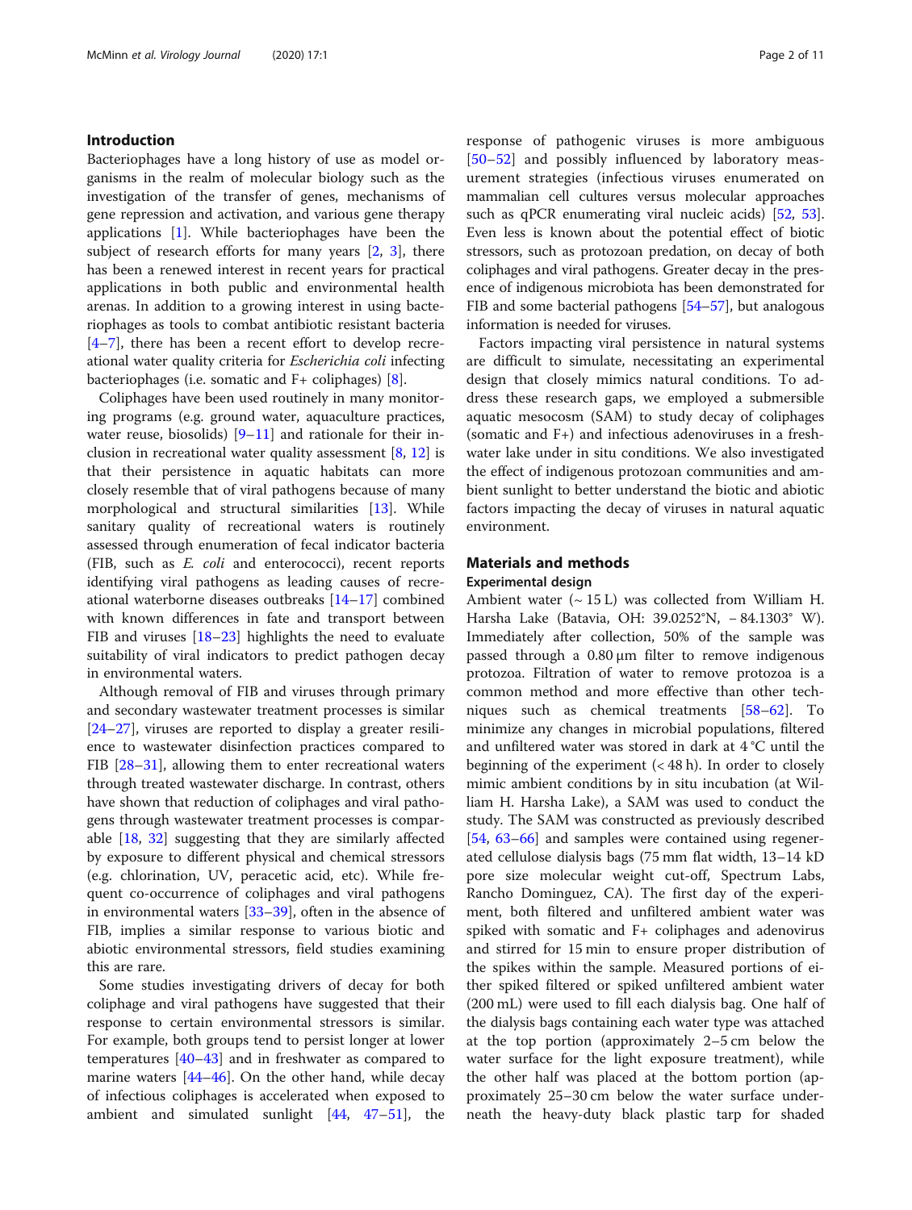## Introduction

Bacteriophages have a long history of use as model organisms in the realm of molecular biology such as the investigation of the transfer of genes, mechanisms of gene repression and activation, and various gene therapy applications [1]. While bacteriophages have been the subject of research efforts for many years [2, 3], there has been a renewed interest in recent years for practical applications in both public and environmental health arenas. In addition to a growing interest in using bacteriophages as tools to combat antibiotic resistant bacteria [4–7], there has been a recent effort to develop recreational water quality criteria for *Escherichia coli* infecting bacteriophages (i.e. somatic and F+ coliphages) [8].

Coliphages have been used routinely in many monitoring programs (e.g. ground water, aquaculture practices, water reuse, biosolids) [9–11] and rationale for their inclusion in recreational water quality assessment [8, 12] is that their persistence in aquatic habitats can more closely resemble that of viral pathogens because of many morphological and structural similarities [13]. While sanitary quality of recreational waters is routinely assessed through enumeration of fecal indicator bacteria (FIB, such as *E. coli* and enterococci), recent reports identifying viral pathogens as leading causes of recreational waterborne diseases outbreaks [14–17] combined with known differences in fate and transport between FIB and viruses [18–23] highlights the need to evaluate suitability of viral indicators to predict pathogen decay in environmental waters.

Although removal of FIB and viruses through primary and secondary wastewater treatment processes is similar [24–27], viruses are reported to display a greater resilience to wastewater disinfection practices compared to FIB [28–31], allowing them to enter recreational waters through treated wastewater discharge. In contrast, others have shown that reduction of coliphages and viral pathogens through wastewater treatment processes is comparable [18, 32] suggesting that they are similarly affected by exposure to different physical and chemical stressors (e.g. chlorination, UV, peracetic acid, etc). While frequent co-occurrence of coliphages and viral pathogens in environmental waters [33–39], often in the absence of FIB, implies a similar response to various biotic and abiotic environmental stressors, field studies examining this are rare.

Some studies investigating drivers of decay for both coliphage and viral pathogens have suggested that their response to certain environmental stressors is similar. For example, both groups tend to persist longer at lower temperatures [40–43] and in freshwater as compared to marine waters [44–46]. On the other hand, while decay of infectious coliphages is accelerated when exposed to ambient and simulated sunlight [44, 47–51], the response of pathogenic viruses is more ambiguous [50–52] and possibly influenced by laboratory measurement strategies (infectious viruses enumerated on mammalian cell cultures versus molecular approaches such as qPCR enumerating viral nucleic acids) [52, 53]. Even less is known about the potential effect of biotic stressors, such as protozoan predation, on decay of both coliphages and viral pathogens. Greater decay in the presence of indigenous microbiota has been demonstrated for FIB and some bacterial pathogens [54–57], but analogous information is needed for viruses.

Factors impacting viral persistence in natural systems are difficult to simulate, necessitating an experimental design that closely mimics natural conditions. To address these research gaps, we employed a submersible aquatic mesocosm (SAM) to study decay of coliphages (somatic and F+) and infectious adenoviruses in a freshwater lake under in situ conditions. We also investigated the effect of indigenous protozoan communities and ambient sunlight to better understand the biotic and abiotic factors impacting the decay of viruses in natural aquatic environment.

## Materials and methods

### Experimental design

Ambient water (~ 15 L) was collected from William H. Harsha Lake (Batavia, OH: 39.0252°N, − 84.1303° W). Immediately after collection, 50% of the sample was passed through a 0.80 μm filter to remove indigenous protozoa. Filtration of water to remove protozoa is a common method and more effective than other techniques such as chemical treatments [58–62]. To minimize any changes in microbial populations, filtered and unfiltered water was stored in dark at 4 °C until the beginning of the experiment (< 48 h). In order to closely mimic ambient conditions by in situ incubation (at William H. Harsha Lake), a SAM was used to conduct the study. The SAM was constructed as previously described [54, 63–66] and samples were contained using regenerated cellulose dialysis bags (75 mm flat width, 13–14 kD pore size molecular weight cut-off, Spectrum Labs, Rancho Dominguez, CA). The first day of the experiment, both filtered and unfiltered ambient water was spiked with somatic and F+ coliphages and adenovirus and stirred for 15 min to ensure proper distribution of the spikes within the sample. Measured portions of either spiked filtered or spiked unfiltered ambient water (200 mL) were used to fill each dialysis bag. One half of the dialysis bags containing each water type was attached at the top portion (approximately 2–5 cm below the water surface for the light exposure treatment), while the other half was placed at the bottom portion (approximately 25–30 cm below the water surface underneath the heavy-duty black plastic tarp for shaded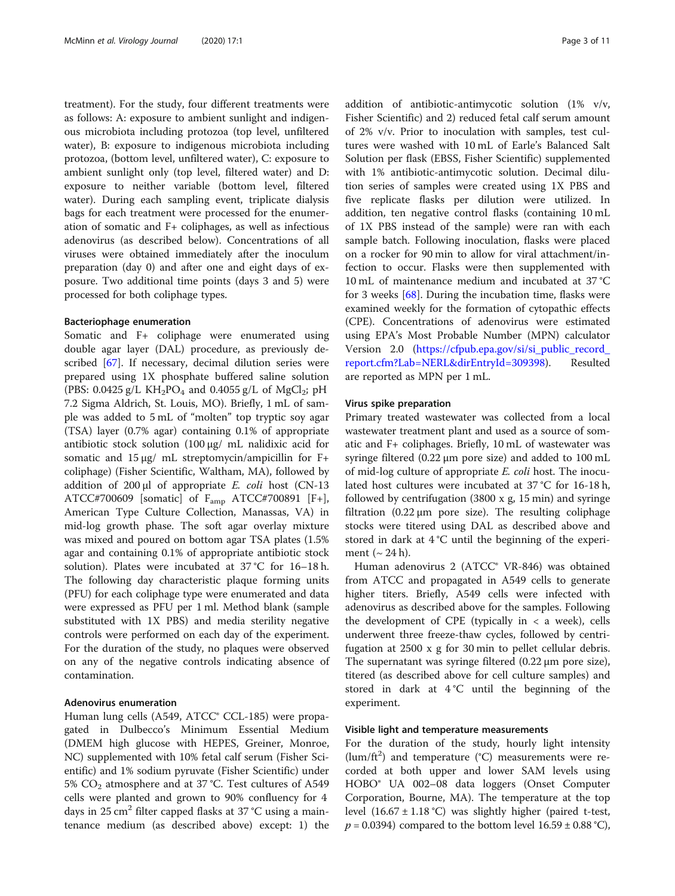treatment). For the study, four different treatments were as follows: A: exposure to ambient sunlight and indigenous microbiota including protozoa (top level, unfiltered water), B: exposure to indigenous microbiota including protozoa, (bottom level, unfiltered water), C: exposure to ambient sunlight only (top level, filtered water) and D: exposure to neither variable (bottom level, filtered water). During each sampling event, triplicate dialysis bags for each treatment were processed for the enumeration of somatic and F+ coliphages, as well as infectious adenovirus (as described below). Concentrations of all viruses were obtained immediately after the inoculum preparation (day 0) and after one and eight days of exposure. Two additional time points (days 3 and 5) were processed for both coliphage types.

### Bacteriophage enumeration

Somatic and F+ coliphage were enumerated using double agar layer (DAL) procedure, as previously described [67]. If necessary, decimal dilution series were prepared using 1X phosphate buffered saline solution (PBS: 0.0425 g/L $KH_2PO_4$ and 0.4055 g/L of $MgCl_2$; pH 7.2 Sigma Aldrich, St. Louis, MO). Briefly, 1 mL of sample was added to 5 mL of "molten" top tryptic soy agar (TSA) layer (0.7% agar) containing 0.1% of appropriate antibiotic stock solution (100 μg/ mL nalidixic acid for somatic and 15 μg/ mL streptomycin/ampicillin for F+ coliphage) (Fisher Scientific, Waltham, MA), followed by addition of 200 μl of appropriate *E. coli* host (CN-13 ATCC#700609 [somatic] of $F_{amp}$ ATCC#700891 [F+], American Type Culture Collection, Manassas, VA) in mid-log growth phase. The soft agar overlay mixture was mixed and poured on bottom agar TSA plates (1.5% agar and containing 0.1% of appropriate antibiotic stock solution). Plates were incubated at 37 °C for 16–18 h. The following day characteristic plaque forming units (PFU) for each coliphage type were enumerated and data were expressed as PFU per 1 ml. Method blank (sample substituted with 1X PBS) and media sterility negative controls were performed on each day of the experiment. For the duration of the study, no plaques were observed on any of the negative controls indicating absence of contamination.

### Adenovirus enumeration

Human lung cells (A549, ATCC® CCL-185) were propagated in Dulbecco's Minimum Essential Medium (DMEM high glucose with HEPES, Greiner, Monroe, NC) supplemented with 10% fetal calf serum (Fisher Scientific) and 1% sodium pyruvate (Fisher Scientific) under 5% $CO_2$ atmosphere and at 37 °C. Test cultures of A549 cells were planted and grown to 90% confluency for 4 days in 25 $cm^2$ filter capped flasks at 37 °C using a maintenance medium (as described above) except: 1) the addition of antibiotic-antimycotic solution (1% v/v, Fisher Scientific) and 2) reduced fetal calf serum amount of 2% v/v. Prior to inoculation with samples, test cultures were washed with 10 mL of Earle's Balanced Salt Solution per flask (EBSS, Fisher Scientific) supplemented with 1% antibiotic-antimycotic solution. Decimal dilution series of samples were created using 1X PBS and five replicate flasks per dilution were utilized. In addition, ten negative control flasks (containing 10 mL of 1X PBS instead of the sample) were ran with each sample batch. Following inoculation, flasks were placed on a rocker for 90 min to allow for viral attachment/infection to occur. Flasks were then supplemented with 10 mL of maintenance medium and incubated at 37 °C for 3 weeks [68]. During the incubation time, flasks were examined weekly for the formation of cytopathic effects (CPE). Concentrations of adenovirus were estimated using EPA's Most Probable Number (MPN) calculator Version 2.0 (https://cfpub.epa.gov/si/si_public_record_report.cfm?Lab=NERL&dirEntryId=309398). Resulted are reported as MPN per 1 mL.

### Virus spike preparation

Primary treated wastewater was collected from a local wastewater treatment plant and used as a source of somatic and F+ coliphages. Briefly, 10 mL of wastewater was syringe filtered (0.22 μm pore size) and added to 100 mL of mid-log culture of appropriate *E. coli* host. The inoculated host cultures were incubated at 37 °C for 16-18 h, followed by centrifugation (3800 x g, 15 min) and syringe filtration (0.22 μm pore size). The resulting coliphage stocks were titered using DAL as described above and stored in dark at 4 °C until the beginning of the experiment (~ 24 h).

Human adenovirus 2 (ATCC® VR-846) was obtained from ATCC and propagated in A549 cells to generate higher titers. Briefly, A549 cells were infected with adenovirus as described above for the samples. Following the development of CPE (typically in < a week), cells underwent three freeze-thaw cycles, followed by centrifugation at 2500 x g for 30 min to pellet cellular debris. The supernatant was syringe filtered (0.22 μm pore size), titered (as described above for cell culture samples) and stored in dark at 4 °C until the beginning of the experiment.

### Visible light and temperature measurements

For the duration of the study, hourly light intensity ($lum/ft^2$) and temperature (°C) measurements were recorded at both upper and lower SAM levels using HOBO® UA 002–08 data loggers (Onset Computer Corporation, Bourne, MA). The temperature at the top level (16.67 ± 1.18 °C) was slightly higher (paired t-test, $p = 0.0394$) compared to the bottom level 16.59 ± 0.88 °C),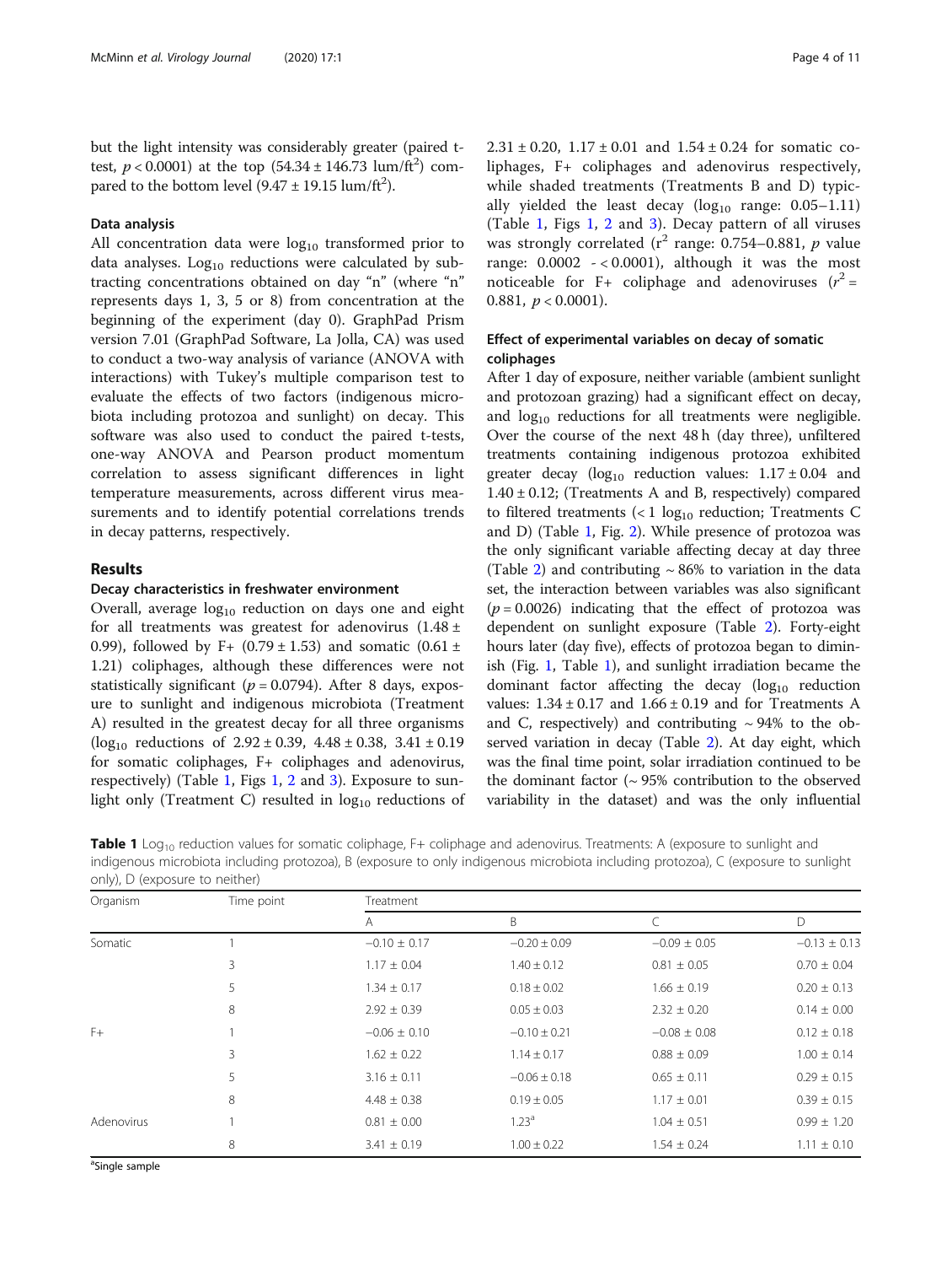but the light intensity was considerably greater (paired t-test, $p < 0.0001$) at the top ($54.34 \pm 146.73$ lum/ft$^2$) compared to the bottom level ($9.47 \pm 19.15$ lum/ft$^2$).

### Data analysis

All concentration data were $\log_{10}$ transformed prior to data analyses. $\text{Log}_{10}$ reductions were calculated by subtracting concentrations obtained on day "n" (where "n" represents days 1, 3, 5 or 8) from concentration at the beginning of the experiment (day 0). GraphPad Prism version 7.01 (GraphPad Software, La Jolla, CA) was used to conduct a two-way analysis of variance (ANOVA with interactions) with Tukey's multiple comparison test to evaluate the effects of two factors (indigenous microbiota including protozoa and sunlight) on decay. This software was also used to conduct the paired t-tests, one-way ANOVA and Pearson product momentum correlation to assess significant differences in light temperature measurements, across different virus measurements and to identify potential correlations trends in decay patterns, respectively.

## Results

### Decay characteristics in freshwater environment

Overall, average $\log_{10}$ reduction on days one and eight for all treatments was greatest for adenovirus ($1.48 \pm 0.99$), followed by F+ ($0.79 \pm 1.53$) and somatic ($0.61 \pm 1.21$) coliphages, although these differences were not statistically significant ($p = 0.0794$). After 8 days, exposure to sunlight and indigenous microbiota (Treatment A) resulted in the greatest decay for all three organisms ($\log_{10}$ reductions of $2.92 \pm 0.39$, $4.48 \pm 0.38$, $3.41 \pm 0.19$ for somatic coliphages, F+ coliphages and adenovirus, respectively) (Table 1, Figs 1, 2 and 3). Exposure to sunlight only (Treatment C) resulted in $\log_{10}$ reductions of $2.31 \pm 0.20$, $1.17 \pm 0.01$ and $1.54 \pm 0.24$ for somatic coliphages, F+ coliphages and adenovirus respectively, while shaded treatments (Treatments B and D) typically yielded the least decay ($\log_{10}$ range: 0.05–1.11) (Table 1, Figs 1, 2 and 3). Decay pattern of all viruses was strongly correlated ($r^2$ range: 0.754–0.881, $p$ value range: 0.0002 - < 0.0001), although it was the most noticeable for F+ coliphage and adenoviruses ($r^2 = 0.881$, $p < 0.0001$).

### Effect of experimental variables on decay of somatic coliphages

After 1 day of exposure, neither variable (ambient sunlight and protozoan grazing) had a significant effect on decay, and $\log_{10}$ reductions for all treatments were negligible. Over the course of the next 48 h (day three), unfiltered treatments containing indigenous protozoa exhibited greater decay ($\log_{10}$ reduction values: $1.17 \pm 0.04$ and $1.40 \pm 0.12$; (Treatments A and B, respectively) compared to filtered treatments (< 1 $\log_{10}$ reduction; Treatments C and D) (Table 1, Fig. 2). While presence of protozoa was the only significant variable affecting decay at day three (Table 2) and contributing ~ 86% to variation in the data set, the interaction between variables was also significant ($p = 0.0026$) indicating that the effect of protozoa was dependent on sunlight exposure (Table 2). Forty-eight hours later (day five), effects of protozoa began to diminish (Fig. 1, Table 1), and sunlight irradiation became the dominant factor affecting the decay ($\log_{10}$ reduction values: $1.34 \pm 0.17$ and $1.66 \pm 0.19$ and for Treatments A and C, respectively) and contributing ~ 94% to the observed variation in decay (Table 2). At day eight, which was the final time point, solar irradiation continued to be the dominant factor (~ 95% contribution to the observed variability in the dataset) and was the only influential

**Table 1** $\text{Log}_{10}$ reduction values for somatic coliphage, F+ coliphage and adenovirus. Treatments: A (exposure to sunlight and indigenous microbiota including protozoa), B (exposure to only indigenous microbiota including protozoa), C (exposure to sunlight only), D (exposure to neither)

| Organism | Time point | Treatment | | | |
|---|---|---|---|---|---|
| | | A | B | C | D |
| Somatic | 1 | −0.10 ± 0.17 | −0.20 ± 0.09 | −0.09 ± 0.05 | −0.13 ± 0.13 |
| | 3 | 1.17 ± 0.04 | 1.40 ± 0.12 | 0.81 ± 0.05 | 0.70 ± 0.04 |
| | 5 | 1.34 ± 0.17 | 0.18 ± 0.02 | 1.66 ± 0.19 | 0.20 ± 0.13 |
| | 8 | 2.92 ± 0.39 | 0.05 ± 0.03 | 2.32 ± 0.20 | 0.14 ± 0.00 |
| F+ | 1 | −0.06 ± 0.10 | −0.10 ± 0.21 | −0.08 ± 0.08 | 0.12 ± 0.18 |
| | 3 | 1.62 ± 0.22 | 1.14 ± 0.17 | 0.88 ± 0.09 | 1.00 ± 0.14 |
| | 5 | 3.16 ± 0.11 | −0.06 ± 0.18 | 0.65 ± 0.11 | 0.29 ± 0.15 |
| | 8 | 4.48 ± 0.38 | 0.19 ± 0.05 | 1.17 ± 0.01 | 0.39 ± 0.15 |
| Adenovirus | 1 | 0.81 ± 0.00 | 1.23[a] | 1.04 ± 0.51 | 0.99 ± 1.20 |
| | 8 | 3.41 ± 0.19 | 1.00 ± 0.22 | 1.54 ± 0.24 | 1.11 ± 0.10 |

[a]Single sample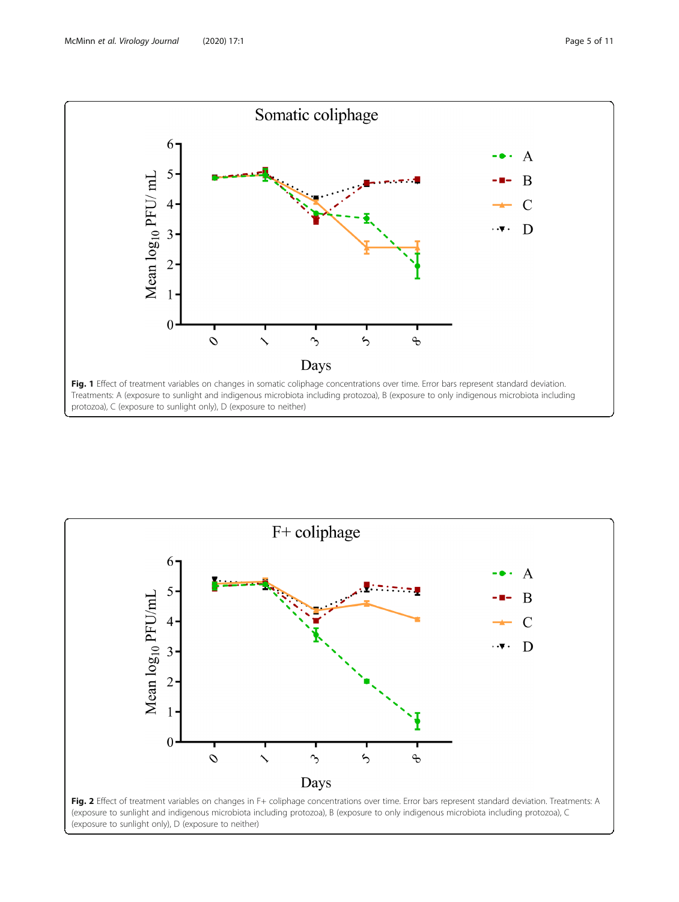**Fig. 1** Effect of treatment variables on changes in somatic coliphage concentrations over time. Error bars represent standard deviation. Treatments: A (exposure to sunlight and indigenous microbiota including protozoa), B (exposure to only indigenous microbiota including protozoa), C (exposure to sunlight only), D (exposure to neither)

**Fig. 2** Effect of treatment variables on changes in F+ coliphage concentrations over time. Error bars represent standard deviation. Treatments: A (exposure to sunlight and indigenous microbiota including protozoa), B (exposure to only indigenous microbiota including protozoa), C (exposure to sunlight only), D (exposure to neither)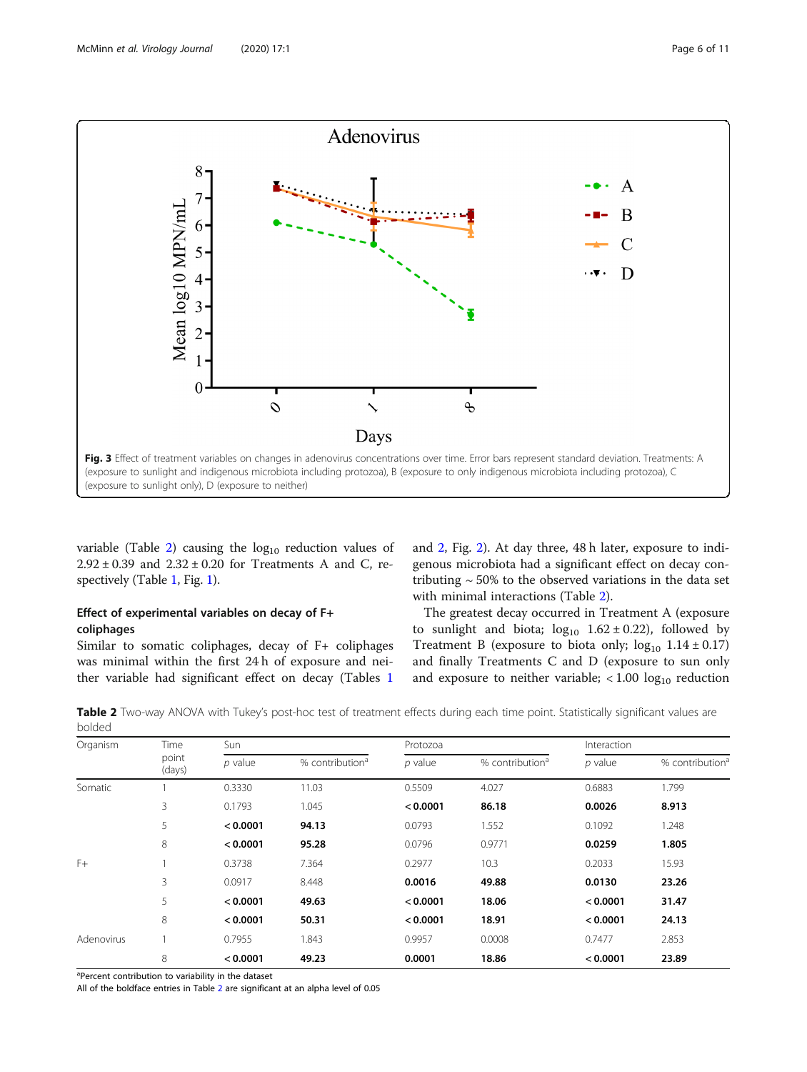Fig. 3 Effect of treatment variables on changes in adenovirus concentrations over time. Error bars represent standard deviation. Treatments: A (exposure to sunlight and indigenous microbiota including protozoa), B (exposure to only indigenous microbiota including protozoa), C (exposure to sunlight only), D (exposure to neither)

variable (Table 2) causing the $\log_{10}$ reduction values of $2.92 \pm 0.39$ and $2.32 \pm 0.20$ for Treatments A and C, respectively (Table 1, Fig. 1).

### Effect of experimental variables on decay of F+ coliphages

Similar to somatic coliphages, decay of F+ coliphages was minimal within the first 24 h of exposure and neither variable had significant effect on decay (Tables 1 and 2, Fig. 2). At day three, 48 h later, exposure to indigenous microbiota had a significant effect on decay contributing ~ 50% to the observed variations in the data set with minimal interactions (Table 2).

The greatest decay occurred in Treatment A (exposure to sunlight and biota; $\log_{10}$ $1.62 \pm 0.22$), followed by Treatment B (exposure to biota only; $\log_{10}$ $1.14 \pm 0.17$) and finally Treatments C and D (exposure to sun only and exposure to neither variable; < 1.00 $\log_{10}$ reduction

**Table 2** Two-way ANOVA with Tukey's post-hoc test of treatment effects during each time point. Statistically significant values are bolded

| Organism | Time point (days) | Sun | | Protozoa | | Interaction | |
|---|---|---|---|---|---|---|---|
| | | *p* value | % contribution[a] | *p* value | % contribution[a] | *p* value | % contribution[a] |
| Somatic | 1 | 0.3330 | 11.03 | 0.5509 | 4.027 | 0.6883 | 1.799 |
| | 3 | 0.1793 | 1.045 | **< 0.0001** | **86.18** | **0.0026** | **8.913** |
| | 5 | **< 0.0001** | **94.13** | 0.0793 | 1.552 | 0.1092 | 1.248 |
| | 8 | **< 0.0001** | **95.28** | 0.0796 | 0.9771 | **0.0259** | **1.805** |
| F+ | 1 | 0.3738 | 7.364 | 0.2977 | 10.3 | 0.2033 | 15.93 |
| | 3 | 0.0917 | 8.448 | **0.0016** | **49.88** | **0.0130** | **23.26** |
| | 5 | **< 0.0001** | **49.63** | **< 0.0001** | **18.06** | **< 0.0001** | **31.47** |
| | 8 | **< 0.0001** | **50.31** | **< 0.0001** | **18.91** | **< 0.0001** | **24.13** |
| Adenovirus | 1 | 0.7955 | 1.843 | 0.9957 | 0.0008 | 0.7477 | 2.853 |
| | 8 | **< 0.0001** | **49.23** | **0.0001** | **18.86** | **< 0.0001** | **23.89** |

[a]Percent contribution to variability in the dataset

All of the boldface entries in Table 2 are significant at an alpha level of 0.05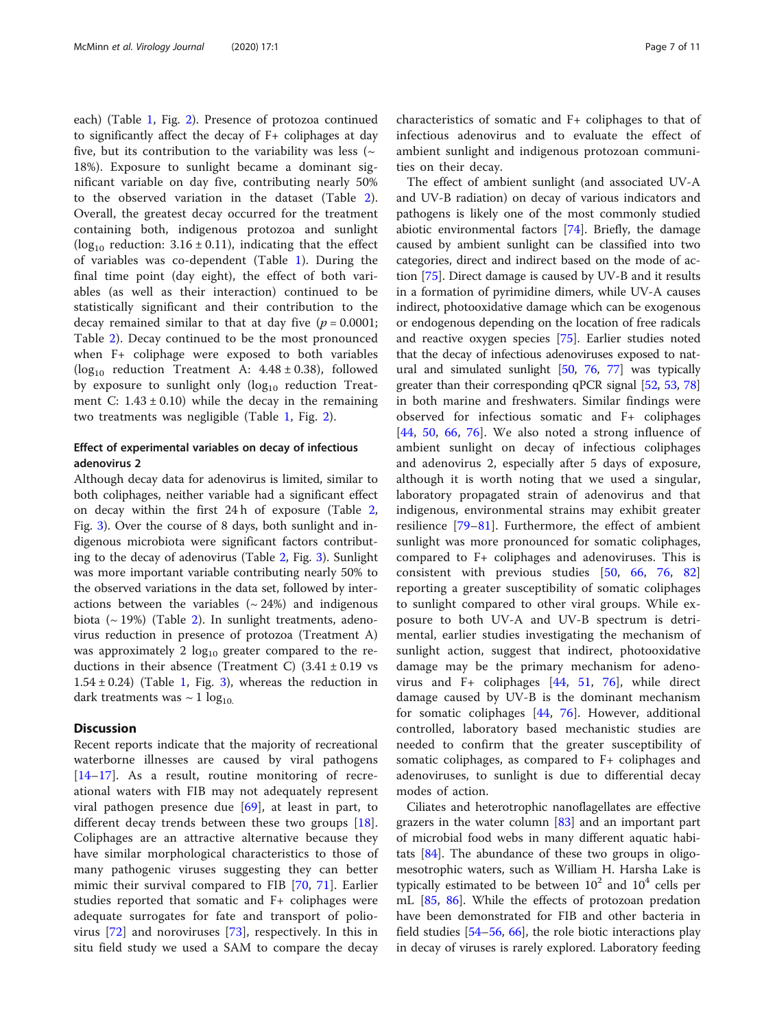each) (Table 1, Fig. 2). Presence of protozoa continued to significantly affect the decay of F+ coliphages at day five, but its contribution to the variability was less (~ 18%). Exposure to sunlight became a dominant significant variable on day five, contributing nearly 50% to the observed variation in the dataset (Table 2). Overall, the greatest decay occurred for the treatment containing both, indigenous protozoa and sunlight ($\log_{10}$ reduction: 3.16 ± 0.11), indicating that the effect of variables was co-dependent (Table 1). During the final time point (day eight), the effect of both variables (as well as their interaction) continued to be statistically significant and their contribution to the decay remained similar to that at day five ($p = 0.0001$; Table 2). Decay continued to be the most pronounced when F+ coliphage were exposed to both variables ($\log_{10}$ reduction Treatment A: 4.48 ± 0.38), followed by exposure to sunlight only ($\log_{10}$ reduction Treatment C: 1.43 ± 0.10) while the decay in the remaining two treatments was negligible (Table 1, Fig. 2).

### Effect of experimental variables on decay of infectious adenovirus 2

Although decay data for adenovirus is limited, similar to both coliphages, neither variable had a significant effect on decay within the first 24 h of exposure (Table 2, Fig. 3). Over the course of 8 days, both sunlight and indigenous microbiota were significant factors contributing to the decay of adenovirus (Table 2, Fig. 3). Sunlight was more important variable contributing nearly 50% to the observed variations in the data set, followed by interactions between the variables (~ 24%) and indigenous biota (~ 19%) (Table 2). In sunlight treatments, adenovirus reduction in presence of protozoa (Treatment A) was approximately 2 $\log_{10}$ greater compared to the reductions in their absence (Treatment C) (3.41 ± 0.19 vs 1.54 ± 0.24) (Table 1, Fig. 3), whereas the reduction in dark treatments was ~ 1 $\log_{10}$.

## Discussion

Recent reports indicate that the majority of recreational waterborne illnesses are caused by viral pathogens [14–17]. As a result, routine monitoring of recreational waters with FIB may not adequately represent viral pathogen presence due [69], at least in part, to different decay trends between these two groups [18]. Coliphages are an attractive alternative because they have similar morphological characteristics to those of many pathogenic viruses suggesting they can better mimic their survival compared to FIB [70, 71]. Earlier studies reported that somatic and F+ coliphages were adequate surrogates for fate and transport of poliovirus [72] and noroviruses [73], respectively. In this in situ field study we used a SAM to compare the decay characteristics of somatic and F+ coliphages to that of infectious adenovirus and to evaluate the effect of ambient sunlight and indigenous protozoan communities on their decay.

The effect of ambient sunlight (and associated UV-A and UV-B radiation) on decay of various indicators and pathogens is likely one of the most commonly studied abiotic environmental factors [74]. Briefly, the damage caused by ambient sunlight can be classified into two categories, direct and indirect based on the mode of action [75]. Direct damage is caused by UV-B and it results in a formation of pyrimidine dimers, while UV-A causes indirect, photooxidative damage which can be exogenous or endogenous depending on the location of free radicals and reactive oxygen species [75]. Earlier studies noted that the decay of infectious adenoviruses exposed to natural and simulated sunlight [50, 76, 77] was typically greater than their corresponding qPCR signal [52, 53, 78] in both marine and freshwaters. Similar findings were observed for infectious somatic and F+ coliphages [44, 50, 66, 76]. We also noted a strong influence of ambient sunlight on decay of infectious coliphages and adenovirus 2, especially after 5 days of exposure, although it is worth noting that we used a singular, laboratory propagated strain of adenovirus and that indigenous, environmental strains may exhibit greater resilience [79–81]. Furthermore, the effect of ambient sunlight was more pronounced for somatic coliphages, compared to F+ coliphages and adenoviruses. This is consistent with previous studies [50, 66, 76, 82] reporting a greater susceptibility of somatic coliphages to sunlight compared to other viral groups. While exposure to both UV-A and UV-B spectrum is detrimental, earlier studies investigating the mechanism of sunlight action, suggest that indirect, photooxidative damage may be the primary mechanism for adenovirus and F+ coliphages [44, 51, 76], while direct damage caused by UV-B is the dominant mechanism for somatic coliphages [44, 76]. However, additional controlled, laboratory based mechanistic studies are needed to confirm that the greater susceptibility of somatic coliphages, as compared to F+ coliphages and adenoviruses, to sunlight is due to differential decay modes of action.

Ciliates and heterotrophic nanoflagellates are effective grazers in the water column [83] and an important part of microbial food webs in many different aquatic habitats [84]. The abundance of these two groups in oligo-mesotrophic waters, such as William H. Harsha Lake is typically estimated to be between $10^2$ and $10^4$ cells per mL [85, 86]. While the effects of protozoan predation have been demonstrated for FIB and other bacteria in field studies [54–56, 66], the role biotic interactions play in decay of viruses is rarely explored. Laboratory feeding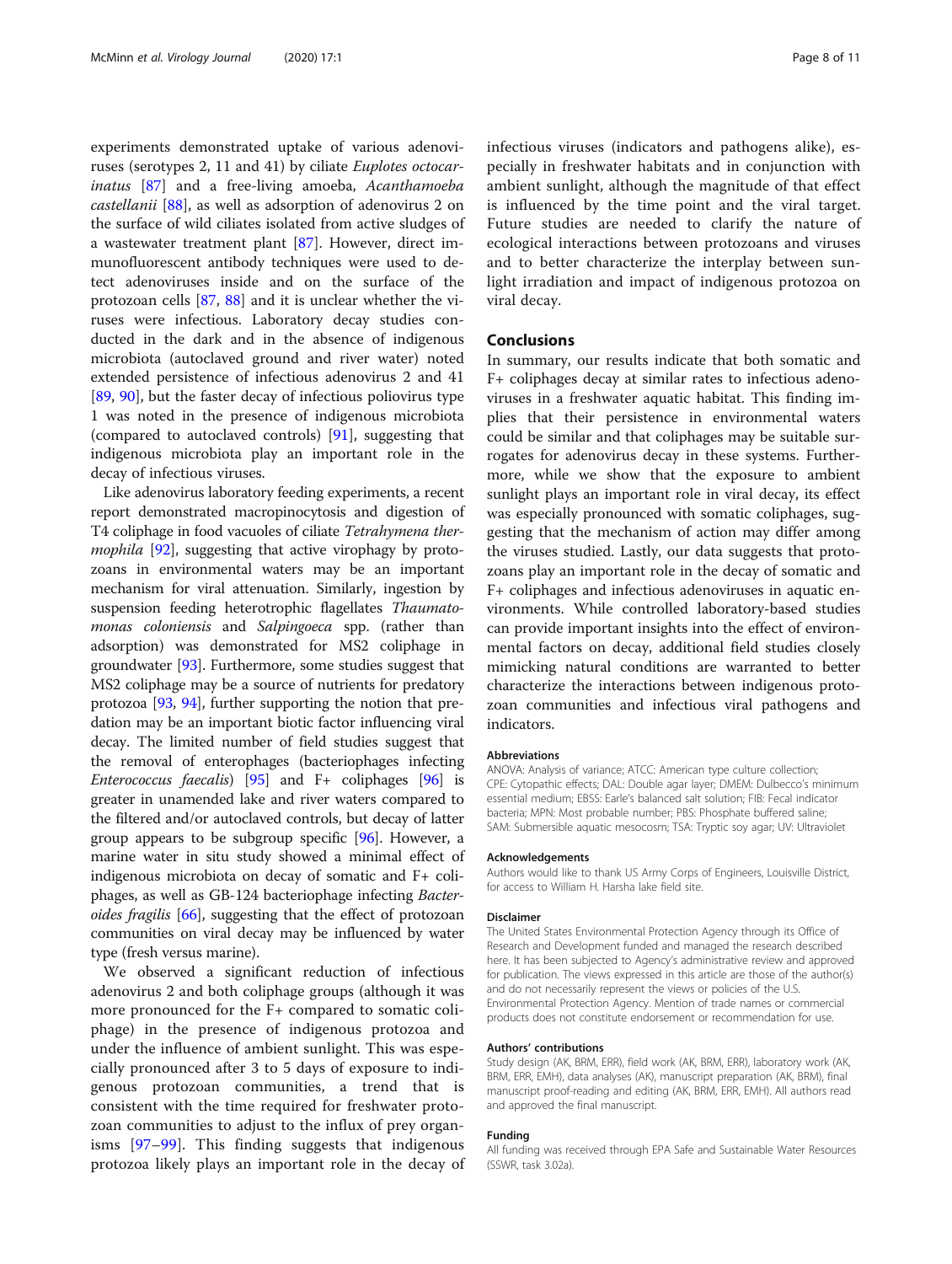experiments demonstrated uptake of various adenoviruses (serotypes 2, 11 and 41) by ciliate *Euplotes octocarinatus* [87] and a free-living amoeba, *Acanthamoeba castellanii* [88], as well as adsorption of adenovirus 2 on the surface of wild ciliates isolated from active sludges of a wastewater treatment plant [87]. However, direct immunofluorescent antibody techniques were used to detect adenoviruses inside and on the surface of the protozoan cells [87, 88] and it is unclear whether the viruses were infectious. Laboratory decay studies conducted in the dark and in the absence of indigenous microbiota (autoclaved ground and river water) noted extended persistence of infectious adenovirus 2 and 41 [89, 90], but the faster decay of infectious poliovirus type 1 was noted in the presence of indigenous microbiota (compared to autoclaved controls) [91], suggesting that indigenous microbiota play an important role in the decay of infectious viruses.

Like adenovirus laboratory feeding experiments, a recent report demonstrated macropinocytosis and digestion of T4 coliphage in food vacuoles of ciliate *Tetrahymena thermophila* [92], suggesting that active virophagy by protozoans in environmental waters may be an important mechanism for viral attenuation. Similarly, ingestion by suspension feeding heterotrophic flagellates *Thaumatomonas coloniensis* and *Salpingoeca* spp. (rather than adsorption) was demonstrated for MS2 coliphage in groundwater [93]. Furthermore, some studies suggest that MS2 coliphage may be a source of nutrients for predatory protozoa [93, 94], further supporting the notion that predation may be an important biotic factor influencing viral decay. The limited number of field studies suggest that the removal of enterophages (bacteriophages infecting *Enterococcus faecalis*) [95] and F+ coliphages [96] is greater in unamended lake and river waters compared to the filtered and/or autoclaved controls, but decay of latter group appears to be subgroup specific [96]. However, a marine water in situ study showed a minimal effect of indigenous microbiota on decay of somatic and F+ coliphages, as well as GB-124 bacteriophage infecting *Bacteroides fragilis* [66], suggesting that the effect of protozoan communities on viral decay may be influenced by water type (fresh versus marine).

We observed a significant reduction of infectious adenovirus 2 and both coliphage groups (although it was more pronounced for the F+ compared to somatic coliphage) in the presence of indigenous protozoa and under the influence of ambient sunlight. This was especially pronounced after 3 to 5 days of exposure to indigenous protozoan communities, a trend that is consistent with the time required for freshwater protozoan communities to adjust to the influx of prey organisms [97–99]. This finding suggests that indigenous protozoa likely plays an important role in the decay of infectious viruses (indicators and pathogens alike), especially in freshwater habitats and in conjunction with ambient sunlight, although the magnitude of that effect is influenced by the time point and the viral target. Future studies are needed to clarify the nature of ecological interactions between protozoans and viruses and to better characterize the interplay between sunlight irradiation and impact of indigenous protozoa on viral decay.

## Conclusions

In summary, our results indicate that both somatic and F+ coliphages decay at similar rates to infectious adenoviruses in a freshwater aquatic habitat. This finding implies that their persistence in environmental waters could be similar and that coliphages may be suitable surrogates for adenovirus decay in these systems. Furthermore, while we show that the exposure to ambient sunlight plays an important role in viral decay, its effect was especially pronounced with somatic coliphages, suggesting that the mechanism of action may differ among the viruses studied. Lastly, our data suggests that protozoans play an important role in the decay of somatic and F+ coliphages and infectious adenoviruses in aquatic environments. While controlled laboratory-based studies can provide important insights into the effect of environmental factors on decay, additional field studies closely mimicking natural conditions are warranted to better characterize the interactions between indigenous protozoan communities and infectious viral pathogens and indicators.

#### Abbreviations

ANOVA: Analysis of variance; ATCC: American type culture collection; CPE: Cytopathic effects; DAL: Double agar layer; DMEM: Dulbecco's minimum essential medium; EBSS: Earle's balanced salt solution; FIB: Fecal indicator bacteria; MPN: Most probable number; PBS: Phosphate buffered saline; SAM: Submersible aquatic mesocosm; TSA: Tryptic soy agar; UV: Ultraviolet

#### Acknowledgements

Authors would like to thank US Army Corps of Engineers, Louisville District, for access to William H. Harsha lake field site.

#### Disclaimer

The United States Environmental Protection Agency through its Office of Research and Development funded and managed the research described here. It has been subjected to Agency's administrative review and approved for publication. The views expressed in this article are those of the author(s) and do not necessarily represent the views or policies of the U.S. Environmental Protection Agency. Mention of trade names or commercial products does not constitute endorsement or recommendation for use.

#### Authors' contributions

Study design (AK, BRM, ERR), field work (AK, BRM, ERR), laboratory work (AK, BRM, ERR, EMH), data analyses (AK), manuscript preparation (AK, BRM), final manuscript proof-reading and editing (AK, BRM, ERR, EMH). All authors read and approved the final manuscript.

#### Funding

All funding was received through EPA Safe and Sustainable Water Resources (SSWR, task 3.02a).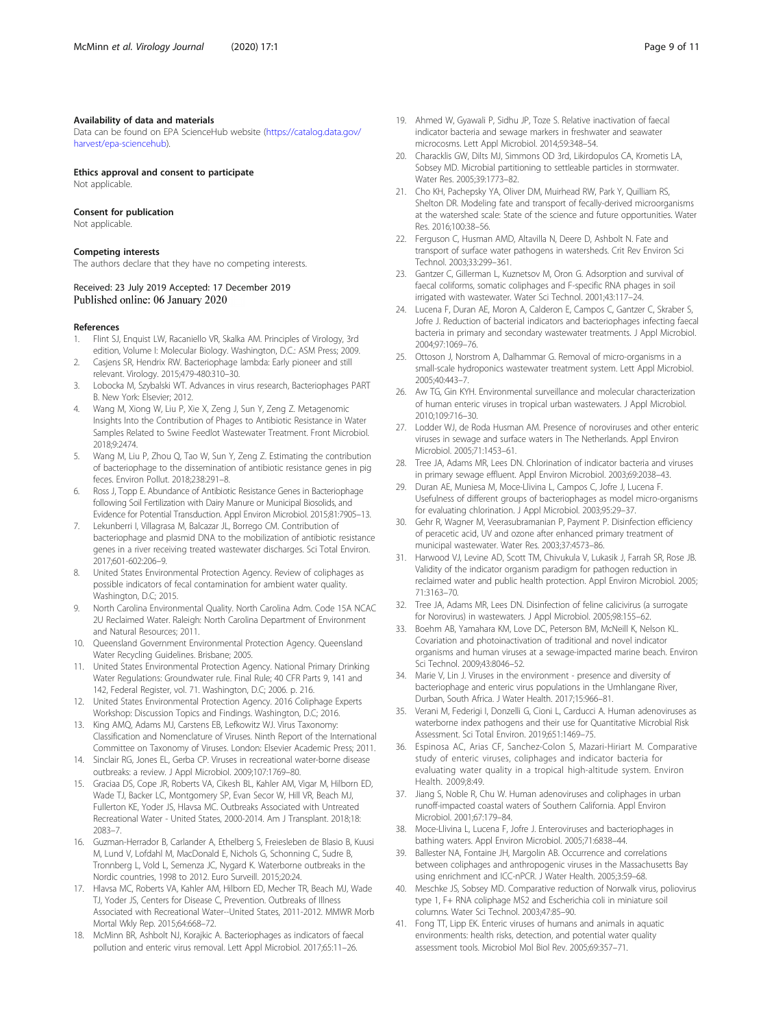### Availability of data and materials

Data can be found on EPA ScienceHub website (https://catalog.data.gov/harvest/epa-sciencehub).

### Ethics approval and consent to participate

Not applicable.

### Consent for publication

Not applicable.

### Competing interests

The authors declare that they have no competing interests.

Received: 23 July 2019 Accepted: 17 December 2019
Published online: 06 January 2020

### References

1. Flint SJ, Enquist LW, Racaniello VR, Skalka AM. Principles of Virology, 3rd edition, Volume I: Molecular Biology. Washington, D.C.: ASM Press; 2009.
2. Casjens SR, Hendrix RW. Bacteriophage lambda: Early pioneer and still relevant. Virology. 2015;479-480:310–30.
3. Lobocka M, Szybalski WT. Advances in virus research, Bacteriophages PART B. New York: Elsevier; 2012.
4. Wang M, Xiong W, Liu P, Xie X, Zeng J, Sun Y, Zeng Z. Metagenomic Insights Into the Contribution of Phages to Antibiotic Resistance in Water Samples Related to Swine Feedlot Wastewater Treatment. Front Microbiol. 2018;9:2474.
5. Wang M, Liu P, Zhou Q, Tao W, Sun Y, Zeng Z. Estimating the contribution of bacteriophage to the dissemination of antibiotic resistance genes in pig feces. Environ Pollut. 2018;238:291–8.
6. Ross J, Topp E. Abundance of Antibiotic Resistance Genes in Bacteriophage following Soil Fertilization with Dairy Manure or Municipal Biosolids, and Evidence for Potential Transduction. Appl Environ Microbiol. 2015;81:7905–13.
7. Lekunberri I, Villagrasa M, Balcazar JL, Borrego CM. Contribution of bacteriophage and plasmid DNA to the mobilization of antibiotic resistance genes in a river receiving treated wastewater discharges. Sci Total Environ. 2017;601-602:206–9.
8. United States Environmental Protection Agency. Review of coliphages as possible indicators of fecal contamination for ambient water quality. Washington, D.C; 2015.
9. North Carolina Environmental Quality. North Carolina Adm. Code 15A NCAC 2U Reclaimed Water. Raleigh: North Carolina Department of Environment and Natural Resources; 2011.
10. Queensland Government Environmental Protection Agency. Queensland Water Recycling Guidelines. Brisbane; 2005.
11. United States Environmental Protection Agency. National Primary Drinking Water Regulations: Groundwater rule. Final Rule; 40 CFR Parts 9, 141 and 142, Federal Register, vol. 71. Washington, D.C; 2006. p. 216.
12. United States Environmental Protection Agency. 2016 Coliphage Experts Workshop: Discussion Topics and Findings. Washington, D.C; 2016.
13. King AMQ, Adams MJ, Carstens EB, Lefkowitz WJ. Virus Taxonomy: Classification and Nomenclature of Viruses. Ninth Report of the International Committee on Taxonomy of Viruses. London: Elsevier Academic Press; 2011.
14. Sinclair RG, Jones EL, Gerba CP. Viruses in recreational water-borne disease outbreaks: a review. J Appl Microbiol. 2009;107:1769–80.
15. Graciaa DS, Cope JR, Roberts VA, Cikesh BL, Kahler AM, Vigar M, Hilborn ED, Wade TJ, Backer LC, Montgomery SP, Evan Secor W, Hill VR, Beach MJ, Fullerton KE, Yoder JS, Hlavsa MC. Outbreaks Associated with Untreated Recreational Water - United States, 2000-2014. Am J Transplant. 2018;18:2083–7.
16. Guzman-Herrador B, Carlander A, Ethelberg S, Freiesleben de Blasio B, Kuusi M, Lund V, Lofdahl M, MacDonald E, Nichols G, Schonning C, Sudre B, Tronnberg L, Vold L, Semenza JC, Nygard K. Waterborne outbreaks in the Nordic countries, 1998 to 2012. Euro Surveill. 2015;20:24.
17. Hlavsa MC, Roberts VA, Kahler AM, Hilborn ED, Mecher TR, Beach MJ, Wade TJ, Yoder JS, Centers for Disease C, Prevention. Outbreaks of Illness Associated with Recreational Water--United States, 2011-2012. MMWR Morb Mortal Wkly Rep. 2015;64:668–72.
18. McMinn BR, Ashbolt NJ, Korajkic A. Bacteriophages as indicators of faecal pollution and enteric virus removal. Lett Appl Microbiol. 2017;65:11–26.
19. Ahmed W, Gyawali P, Sidhu JP, Toze S. Relative inactivation of faecal indicator bacteria and sewage markers in freshwater and seawater microcosms. Lett Appl Microbiol. 2014;59:348–54.
20. Characklis GW, Dilts MJ, Simmons OD 3rd, Likirdopulos CA, Krometis LA, Sobsey MD. Microbial partitioning to settleable particles in stormwater. Water Res. 2005;39:1773–82.
21. Cho KH, Pachepsky YA, Oliver DM, Muirhead RW, Park Y, Quilliam RS, Shelton DR. Modeling fate and transport of fecally-derived microorganisms at the watershed scale: State of the science and future opportunities. Water Res. 2016;100:38–56.
22. Ferguson C, Husman AMD, Altavilla N, Deere D, Ashbolt N. Fate and transport of surface water pathogens in watersheds. Crit Rev Environ Sci Technol. 2003;33:299–361.
23. Gantzer C, Gillerman L, Kuznetsov M, Oron G. Adsorption and survival of faecal coliforms, somatic coliphages and F-specific RNA phages in soil irrigated with wastewater. Water Sci Technol. 2001;43:117–24.
24. Lucena F, Duran AE, Moron A, Calderon E, Campos C, Gantzer C, Skraber S, Jofre J. Reduction of bacterial indicators and bacteriophages infecting faecal bacteria in primary and secondary wastewater treatments. J Appl Microbiol. 2004;97:1069–76.
25. Ottoson J, Norstrom A, Dalhammar G. Removal of micro-organisms in a small-scale hydroponics wastewater treatment system. Lett Appl Microbiol. 2005;40:443–7.
26. Aw TG, Gin KYH. Environmental surveillance and molecular characterization of human enteric viruses in tropical urban wastewaters. J Appl Microbiol. 2010;109:716–30.
27. Lodder WJ, de Roda Husman AM. Presence of noroviruses and other enteric viruses in sewage and surface waters in The Netherlands. Appl Environ Microbiol. 2005;71:1453–61.
28. Tree JA, Adams MR, Lees DN. Chlorination of indicator bacteria and viruses in primary sewage effluent. Appl Environ Microbiol. 2003;69:2038–43.
29. Duran AE, Muniesa M, Moce-Llivina L, Campos C, Jofre J, Lucena F. Usefulness of different groups of bacteriophages as model micro-organisms for evaluating chlorination. J Appl Microbiol. 2003;95:29–37.
30. Gehr R, Wagner M, Veerasubramanian P, Payment P. Disinfection efficiency of peracetic acid, UV and ozone after enhanced primary treatment of municipal wastewater. Water Res. 2003;37:4573–86.
31. Harwood VJ, Levine AD, Scott TM, Chivukula V, Lukasik J, Farrah SR, Rose JB. Validity of the indicator organism paradigm for pathogen reduction in reclaimed water and public health protection. Appl Environ Microbiol. 2005;71:3163–70.
32. Tree JA, Adams MR, Lees DN. Disinfection of feline calicivirus (a surrogate for Norovirus) in wastewaters. J Appl Microbiol. 2005;98:155–62.
33. Boehm AB, Yamahara KM, Love DC, Peterson BM, McNeill K, Nelson KL. Covariation and photoinactivation of traditional and novel indicator organisms and human viruses at a sewage-impacted marine beach. Environ Sci Technol. 2009;43:8046–52.
34. Marie V, Lin J. Viruses in the environment - presence and diversity of bacteriophage and enteric virus populations in the Umhlangane River, Durban, South Africa. J Water Health. 2017;15:966–81.
35. Verani M, Federigi I, Donzelli G, Cioni L, Carducci A. Human adenoviruses as waterborne index pathogens and their use for Quantitative Microbial Risk Assessment. Sci Total Environ. 2019;651:1469–75.
36. Espinosa AC, Arias CF, Sanchez-Colon S, Mazari-Hiriart M. Comparative study of enteric viruses, coliphages and indicator bacteria for evaluating water quality in a tropical high-altitude system. Environ Health. 2009;8:49.
37. Jiang S, Noble R, Chu W. Human adenoviruses and coliphages in urban runoff-impacted coastal waters of Southern California. Appl Environ Microbiol. 2001;67:179–84.
38. Moce-Llivina L, Lucena F, Jofre J. Enteroviruses and bacteriophages in bathing waters. Appl Environ Microbiol. 2005;71:6838–44.
39. Ballester NA, Fontaine JH, Margolin AB. Occurrence and correlations between coliphages and anthropogenic viruses in the Massachusetts Bay using enrichment and ICC-nPCR. J Water Health. 2005;3:59–68.
40. Meschke JS, Sobsey MD. Comparative reduction of Norwalk virus, poliovirus type 1, F+ RNA coliphage MS2 and Escherichia coli in miniature soil columns. Water Sci Technol. 2003;47:85–90.
41. Fong TT, Lipp EK. Enteric viruses of humans and animals in aquatic environments: health risks, detection, and potential water quality assessment tools. Microbiol Mol Biol Rev. 2005;69:357–71.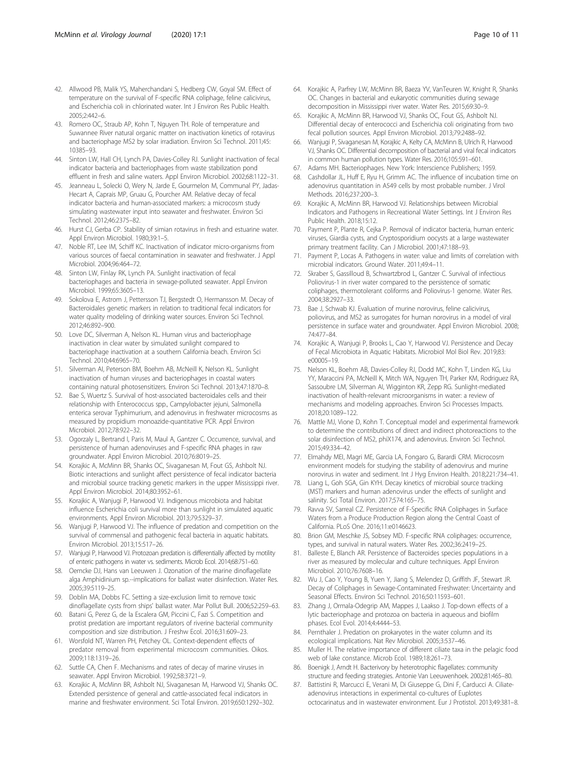42. Allwood PB, Malik YS, Maherchandani S, Hedberg CW, Goyal SM. Effect of temperature on the survival of F-specific RNA coliphage, feline calicivirus, and Escherichia coli in chlorinated water. Int J Environ Res Public Health. 2005;2:442–6.
43. Romero OC, Straub AP, Kohn T, Nguyen TH. Role of temperature and Suwannee River natural organic matter on inactivation kinetics of rotavirus and bacteriophage MS2 by solar irradiation. Environ Sci Technol. 2011;45: 10385–93.
44. Sinton LW, Hall CH, Lynch PA, Davies-Colley RJ. Sunlight inactivation of fecal indicator bacteria and bacteriophages from waste stabilization pond effluent in fresh and saline waters. Appl Environ Microbiol. 2002;68:1122–31.
45. Jeanneau L, Solecki O, Wery N, Jarde E, Gourmelon M, Communal PY, Jadas-Hecart A, Caprais MP, Gruau G, Pourcher AM. Relative decay of fecal indicator bacteria and human-associated markers: a microcosm study simulating wastewater input into seawater and freshwater. Environ Sci Technol. 2012;46:2375–82.
46. Hurst CJ, Gerba CP. Stability of simian rotavirus in fresh and estuarine water. Appl Environ Microbiol. 1980;39:1–5.
47. Noble RT, Lee IM, Schiff KC. Inactivation of indicator micro-organisms from various sources of faecal contamination in seawater and freshwater. J Appl Microbiol. 2004;96:464–72.
48. Sinton LW, Finlay RK, Lynch PA. Sunlight inactivation of fecal bacteriophages and bacteria in sewage-polluted seawater. Appl Environ Microbiol. 1999;65:3605–13.
49. Sokolova E, Astrom J, Pettersson TJ, Bergstedt O, Hermansson M. Decay of Bacteroidales genetic markers in relation to traditional fecal indicators for water quality modeling of drinking water sources. Environ Sci Technol. 2012;46:892–900.
50. Love DC, Silverman A, Nelson KL. Human virus and bacteriophage inactivation in clear water by simulated sunlight compared to bacteriophage inactivation at a southern California beach. Environ Sci Technol. 2010;44:6965–70.
51. Silverman AI, Peterson BM, Boehm AB, McNeill K, Nelson KL. Sunlight inactivation of human viruses and bacteriophages in coastal waters containing natural photosensitizers. Environ Sci Technol. 2013;47:1870–8.
52. Bae S, Wuertz S. Survival of host-associated bacteroidales cells and their relationship with Enterococcus spp., Campylobacter jejuni, Salmonella enterica serovar Typhimurium, and adenovirus in freshwater microcosms as measured by propidium monoazide-quantitative PCR. Appl Environ Microbiol. 2012;78:922–32.
53. Ogorzaly L, Bertrand I, Paris M, Maul A, Gantzer C. Occurrence, survival, and persistence of human adenoviruses and F-specific RNA phages in raw groundwater. Appl Environ Microbiol. 2010;76:8019–25.
54. Korajkic A, McMinn BR, Shanks OC, Sivaganesan M, Fout GS, Ashbolt NJ. Biotic interactions and sunlight affect persistence of fecal indicator bacteria and microbial source tracking genetic markers in the upper Mississippi river. Appl Environ Microbiol. 2014;80:3952–61.
55. Korajkic A, Wanjugi P, Harwood VJ. Indigenous microbiota and habitat influence Escherichia coli survival more than sunlight in simulated aquatic environments. Appl Environ Microbiol. 2013;79:5329–37.
56. Wanjugi P, Harwood VJ. The influence of predation and competition on the survival of commensal and pathogenic fecal bacteria in aquatic habitats. Environ Microbiol. 2013;15:517–26.
57. Wanjugi P, Harwood VJ. Protozoan predation is differentially affected by motility of enteric pathogens in water vs. sediments. Microb Ecol. 2014;68:751–60.
58. Oemcke DJ, Hans van Leeuwen J. Ozonation of the marine dinoflagellate alga Amphidinium sp.--implications for ballast water disinfection. Water Res. 2005;39:5119–25.
59. Doblin MA, Dobbs FC. Setting a size-exclusion limit to remove toxic dinoflagellate cysts from ships' ballast water. Mar Pollut Bull. 2006;52:259–63.
60. Batani G, Perez G, de la Escalera GM, Piccini C, Fazi S. Competition and protist predation are important regulators of riverine bacterial community composition and size distribution. J Freshw Ecol. 2016;31:609–23.
61. Worsfold NT, Warren PH, Petchey OL. Context-dependent effects of predator removal from experimental microcosm communities. Oikos. 2009;118:1319–26.
62. Suttle CA, Chen F. Mechanisms and rates of decay of marine viruses in seawater. Appl Environ Microbiol. 1992;58:3721–9.
63. Korajkic A, McMinn BR, Ashbolt NJ, Sivaganesan M, Harwood VJ, Shanks OC. Extended persistence of general and cattle-associated fecal indicators in marine and freshwater environment. Sci Total Environ. 2019;650:1292–302.
64. Korajkic A, Parfrey LW, McMinn BR, Baeza YV, VanTeuren W, Knight R, Shanks OC. Changes in bacterial and eukaryotic communities during sewage decomposition in Mississippi river water. Water Res. 2015;69:30–9.
65. Korajkic A, McMinn BR, Harwood VJ, Shanks OC, Fout GS, Ashbolt NJ. Differential decay of enterococci and Escherichia coli originating from two fecal pollution sources. Appl Environ Microbiol. 2013;79:2488–92.
66. Wanjugi P, Sivaganesan M, Korajkic A, Kelty CA, McMinn B, Ulrich R, Harwood VJ, Shanks OC. Differential decomposition of bacterial and viral fecal indicators in common human pollution types. Water Res. 2016;105:591–601.
67. Adams MH. Bacteriophages. New York: Interscience Publishers; 1959.
68. Cashdollar JL, Huff E, Ryu H, Grimm AC. The influence of incubation time on adenovirus quantitation in A549 cells by most probable number. J Virol Methods. 2016;237:200–3.
69. Korajkic A, McMinn BR, Harwood VJ. Relationships between Microbial Indicators and Pathogens in Recreational Water Settings. Int J Environ Res Public Health. 2018;15:12.
70. Payment P, Plante R, Cejka P. Removal of indicator bacteria, human enteric viruses, Giardia cysts, and Cryptosporidium oocysts at a large wastewater primary treatment facility. Can J Microbiol. 2001;47:188–93.
71. Payment P, Locas A. Pathogens in water: value and limits of correlation with microbial indicators. Ground Water. 2011;49:4–11.
72. Skraber S, Gassilloud B, Schwartzbrod L, Gantzer C. Survival of infectious Poliovirus-1 in river water compared to the persistence of somatic coliphages, thermotolerant coliforms and Poliovirus-1 genome. Water Res. 2004;38:2927–33.
73. Bae J, Schwab KJ. Evaluation of murine norovirus, feline calicivirus, poliovirus, and MS2 as surrogates for human norovirus in a model of viral persistence in surface water and groundwater. Appl Environ Microbiol. 2008; 74:477–84.
74. Korajkic A, Wanjugi P, Brooks L, Cao Y, Harwood VJ. Persistence and Decay of Fecal Microbiota in Aquatic Habitats. Microbiol Mol Biol Rev. 2019;83: e00005–19.
75. Nelson KL, Boehm AB, Davies-Colley RJ, Dodd MC, Kohn T, Linden KG, Liu YY, Maraccini PA, McNeill K, Mitch WA, Nguyen TH, Parker KM, Rodriguez RA, Sassoubre LM, Silverman AI, Wigginton KR, Zepp RG. Sunlight-mediated inactivation of health-relevant microorganisms in water: a review of mechanisms and modeling approaches. Environ Sci Processes Impacts. 2018;20:1089–122.
76. Mattle MJ, Vione D, Kohn T. Conceptual model and experimental framework to determine the contributions of direct and indirect photoreactions to the solar disinfection of MS2, phiX174, and adenovirus. Environ Sci Technol. 2015;49:334–42.
77. Elmahdy MEI, Magri ME, Garcia LA, Fongaro G, Barardi CRM. Microcosm environment models for studying the stability of adenovirus and murine norovirus in water and sediment. Int J Hyg Environ Health. 2018;221:734–41.
78. Liang L, Goh SGA, Gin KYH. Decay kinetics of microbial source tracking (MST) markers and human adenovirus under the effects of sunlight and salinity. Sci Total Environ. 2017;574:165–75.
79. Ravva SV, Sarreal CZ. Persistence of F-Specific RNA Coliphages in Surface Waters from a Produce Production Region along the Central Coast of California. PLoS One. 2016;11:e0146623.
80. Brion GM, Meschke JS, Sobsey MD. F-specific RNA coliphages: occurrence, types, and survival in natural waters. Water Res. 2002;36:2419–25.
81. Balleste E, Blanch AR. Persistence of Bacteroides species populations in a river as measured by molecular and culture techniques. Appl Environ Microbiol. 2010;76:7608–16.
82. Wu J, Cao Y, Young B, Yuen Y, Jiang S, Melendez D, Griffith JF, Stewart JR. Decay of Coliphages in Sewage-Contaminated Freshwater: Uncertainty and Seasonal Effects. Environ Sci Technol. 2016;50:11593–601.
83. Zhang J, Ormala-Odegrip AM, Mappes J, Laakso J. Top-down effects of a lytic bacteriophage and protozoa on bacteria in aqueous and biofilm phases. Ecol Evol. 2014;4:4444–53.
84. Pernthaler J. Predation on prokaryotes in the water column and its ecological implications. Nat Rev Microbiol. 2005;3:537–46.
85. Muller H. The relative importance of different ciliate taxa in the pelagic food web of lake constance. Microb Ecol. 1989;18:261–73.
86. Boenigk J, Arndt H. Bacterivory by heterotrophic flagellates: community structure and feeding strategies. Antonie Van Leeuwenhoek. 2002;81:465–80.
87. Battistini R, Marcucci E, Verani M, Di Giuseppe G, Dini F, Carducci A. Ciliate-adenovirus interactions in experimental co-cultures of Euplotes octocarinatus and in wastewater environment. Eur J Protistol. 2013;49:381–8.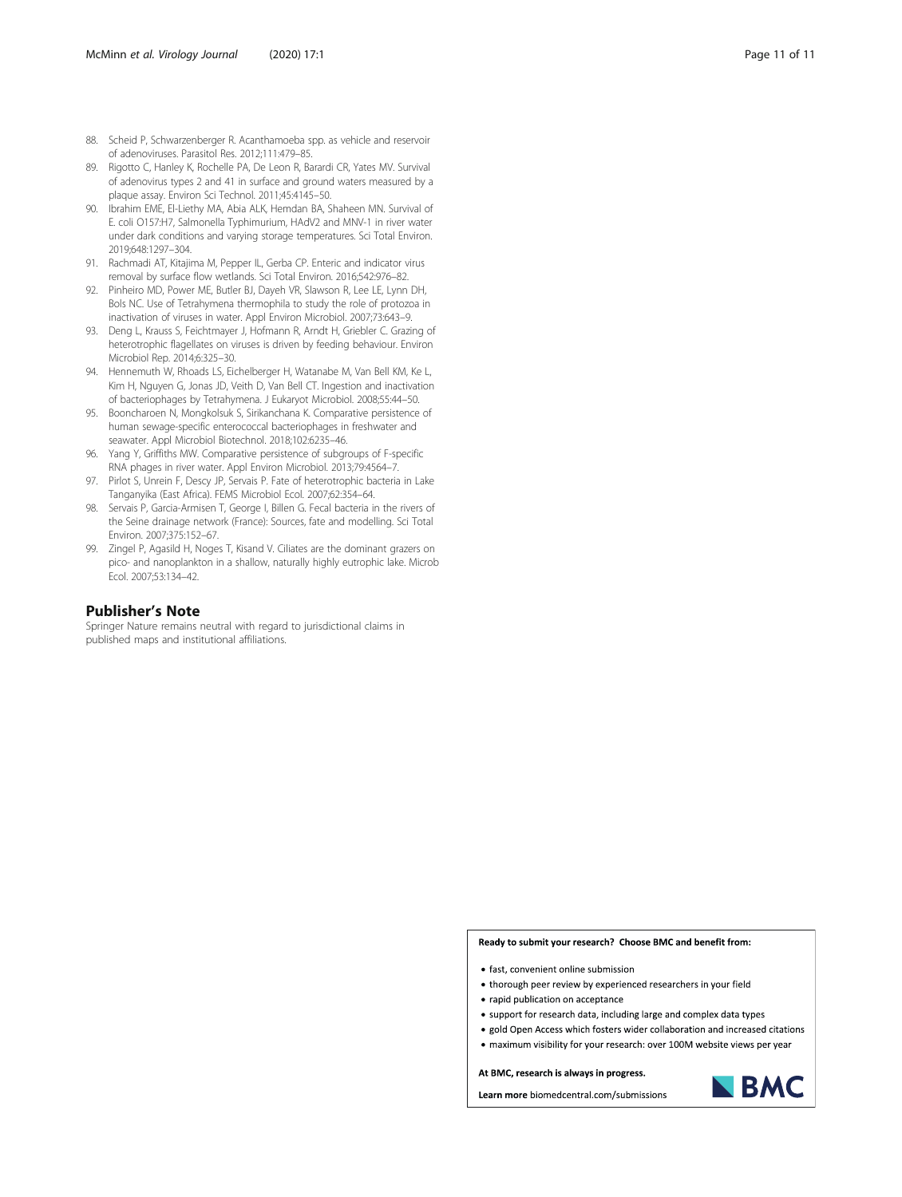88. Scheid P, Schwarzenberger R. Acanthamoeba spp. as vehicle and reservoir of adenoviruses. Parasitol Res. 2012;111:479–85.
89. Rigotto C, Hanley K, Rochelle PA, De Leon R, Barardi CR, Yates MV. Survival of adenovirus types 2 and 41 in surface and ground waters measured by a plaque assay. Environ Sci Technol. 2011;45:4145–50.
90. Ibrahim EME, El-Liethy MA, Abia ALK, Hemdan BA, Shaheen MN. Survival of E. coli O157:H7, Salmonella Typhimurium, HAdV2 and MNV-1 in river water under dark conditions and varying storage temperatures. Sci Total Environ. 2019;648:1297–304.
91. Rachmadi AT, Kitajima M, Pepper IL, Gerba CP. Enteric and indicator virus removal by surface flow wetlands. Sci Total Environ. 2016;542:976–82.
92. Pinheiro MD, Power ME, Butler BJ, Dayeh VR, Slawson R, Lee LE, Lynn DH, Bols NC. Use of Tetrahymena thermophila to study the role of protozoa in inactivation of viruses in water. Appl Environ Microbiol. 2007;73:643–9.
93. Deng L, Krauss S, Feichtmayer J, Hofmann R, Arndt H, Griebler C. Grazing of heterotrophic flagellates on viruses is driven by feeding behaviour. Environ Microbiol Rep. 2014;6:325–30.
94. Hennemuth W, Rhoads LS, Eichelberger H, Watanabe M, Van Bell KM, Ke L, Kim H, Nguyen G, Jonas JD, Veith D, Van Bell CT. Ingestion and inactivation of bacteriophages by Tetrahymena. J Eukaryot Microbiol. 2008;55:44–50.
95. Booncharoen N, Mongkolsuk S, Sirikanchana K. Comparative persistence of human sewage-specific enterococcal bacteriophages in freshwater and seawater. Appl Microbiol Biotechnol. 2018;102:6235–46.
96. Yang Y, Griffiths MW. Comparative persistence of subgroups of F-specific RNA phages in river water. Appl Environ Microbiol. 2013;79:4564–7.
97. Pirlot S, Unrein F, Descy JP, Servais P. Fate of heterotrophic bacteria in Lake Tanganyika (East Africa). FEMS Microbiol Ecol. 2007;62:354–64.
98. Servais P, Garcia-Armisen T, George I, Billen G. Fecal bacteria in the rivers of the Seine drainage network (France): Sources, fate and modelling. Sci Total Environ. 2007;375:152–67.
99. Zingel P, Agasild H, Noges T, Kisand V. Ciliates are the dominant grazers on pico- and nanoplankton in a shallow, naturally highly eutrophic lake. Microb Ecol. 2007;53:134–42.

## Publisher's Note

Springer Nature remains neutral with regard to jurisdictional claims in published maps and institutional affiliations.

**Ready to submit your research? Choose BMC and benefit from:**

- fast, convenient online submission
- thorough peer review by experienced researchers in your field
- rapid publication on acceptance
- support for research data, including large and complex data types
- gold Open Access which fosters wider collaboration and increased citations
- maximum visibility for your research: over 100M website views per year

**At BMC, research is always in progress.**

**Learn more** biomedcentral.com/submissions

BMC